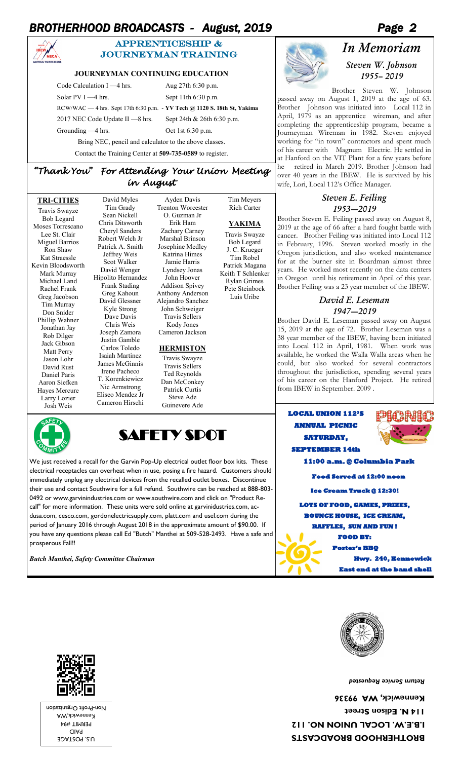## APPRENTICESHIP & JOURNEYMAN TRAINING

### JOURNEYMAN CONTINUING EDUCATION

Code Calculation I —4 hrs. Aug 27th 6:30 p.m.

Solar PV I —4 hrs. Sept 11th 6:30 p.m.

RCW/WAC — 4 hrs. Sept 17th 6:30 p.m. - **YV Tech @ 1120 S. 18th St, Yakima**

2017 NEC Code Update II —8 hrs. Sept 24th & 26th 6:30 p.m.

Grounding —4 hrs. Oct 1st 6:30 p.m.

Bring NEC, pencil and calculator to the above classes.

Contact the Training Center at **509-735-0589** to register.

## *"Thank You" For Attending Your Union Meeting in August*

**TRI-CITIES**

Travis Swayze
Bob Legard
Moses Torrescano
Lee St. Clair
Miguel Barrios
Ron Shaw
Kat Straessle
Kevin Bloodsworth
Mark Murray
Michael Land
Rachel Frank
Greg Jacobson
Tim Murray
Don Snider
Phillip Wahner
Jonathan Jay
Rob Dilger
Jack Gibson
Matt Perry
Jason Lohr
David Rust
Daniel Paris
Aaron Siefken
Hayes Mercure
Larry Lozier
Josh Weis
David Myles
Tim Grady
Sean Nickell
Chris Ditsworth
Cheryl Sanders
Robert Welch Jr
Patrick A. Smith
Jeffrey Weis
Scot Walker
David Wenger
Hipolito Hernandez
Frank Stading
Greg Kahoun
David Glessner
Kyle Strong
Dave Davis
Chris Weis
Joseph Zamora
Justin Gamble
Carlos Toledo
Isaiah Martinez
James McGinnis
Irene Pacheco
T. Korenkiewicz
Nic Armstrong
Eliseo Mendez Jr
Cameron Hirschi
Ayden Davis
Trenton Worcester
O. Guzman Jr
Erik Ham
Zachary Carney
Marshal Brinson
Josephine Medley
Katrina Himes
Jamie Harris
Lyndsey Jonas
John Hoover
Addison Spivey
Anthony Anderson
Alejandro Sanchez
John Schweiger
Travis Sellers
Kody Jones
Cameron Jackson
Tim Meyers
Rich Carter

**HERMISTON**

Travis Swayze
Travis Sellers
Ted Reynolds
Dan McConkey
Patrick Curtis
Steve Ade
Guinevere Ade

**YAKIMA**

Travis Swayze
Bob Legard
J. C. Krueger
Tim Robel
Patrick Magana
Keith T Schlenker
Rylan Grimes
Pete Steinbock
Luis Uribe

## SAFETY SPOT

We just received a recall for the Garvin Pop-Up electrical outlet floor box kits. These electrical receptacles can overheat when in use, posing a fire hazard. Customers should immediately unplug any electrical devices from the recalled outlet boxes. Discontinue their use and contact Southwire for a full refund. Southwire can be reached at 888-803-0492 or www.garvinindustries.com or www.southwire.com and click on "Product Recall" for more information. These units were sold online at garvinindustries.com, acdusa.com, cesco.com, gordonelectricsupply.com, platt.com and usel.com during the period of January 2016 through August 2018 in the approximate amount of $90.00. If you have any questions please call Ed "Butch" Manthei at 509-528-2493. Have a safe and prosperous Fall!!

*Butch Manthei, Safety Committee Chairman*

# *In Memoriam*

### *Steven W. Johnson 1955– 2019*

Brother Steven W. Johnson passed away on August 1, 2019 at the age of 63. Brother Johnson was initiated into Local 112 in April, 1979 as an apprentice wireman, and after completing the apprenticeship program, became a Journeyman Wireman in 1982. Steven enjoyed working for "in town" contractors and spent much of his career with Magnum Electric. He settled in at Hanford on the VIT Plant for a few years before he retired in March 2019. Brother Johnson had over 40 years in the IBEW. He is survived by his wife, Lori, Local 112's Office Manager.

### *Steven E. Feiling 1953—2019*

Brother Steven E. Feiling passed away on August 8, 2019 at the age of 66 after a hard fought battle with cancer. Brother Feiling was initiated into Local 112 in February, 1996. Steven worked mostly in the Oregon jurisdiction, and also worked maintenance for at the burner site in Boardman almost three years. He worked most recently on the data centers in Oregon until his retirement in April of this year. Brother Feiling was a 23 year member of the IBEW.

### *David E. Leseman 1947—2019*

Brother David E. Leseman passed away on August 15, 2019 at the age of 72. Brother Leseman was a 38 year member of the IBEW, having been initiated into Local 112 in April, 1981. When work was available, he worked the Walla Walla areas when he could, but also worked for several contractors throughout the jurisdiction, spending several years of his career on the Hanford Project. He retired from IBEW in September. 2009 .

## LOCAL UNION 112'S ANNUAL PICNIC

**SATURDAY, SEPTEMBER 14th**

**11:00 a.m. @ Columbia Park**

**Food Served at 12:00 noon**

**Ice Cream Truck @ 12:30!**

**LOTS OF FOOD, GAMES, PRIZES, BOUNCE HOUSE, ICE CREAM, RAFFLES, SUN AND FUN!**

**FOOD BY: Porter's BBQ**

**Hwy. 240, Kennewick**
**East end at the band shell**

U.S. POSTAGE
PAID
PERMIT #94
Kennewick,WA
Non-Profit Organization

**BROTHERHOOD BROADCASTS**
**I.B.E.W. LOCAL UNION NO. 112**
**114 N. Edison Street**
**Kennewick, WA 99336**

***Return Service Requested***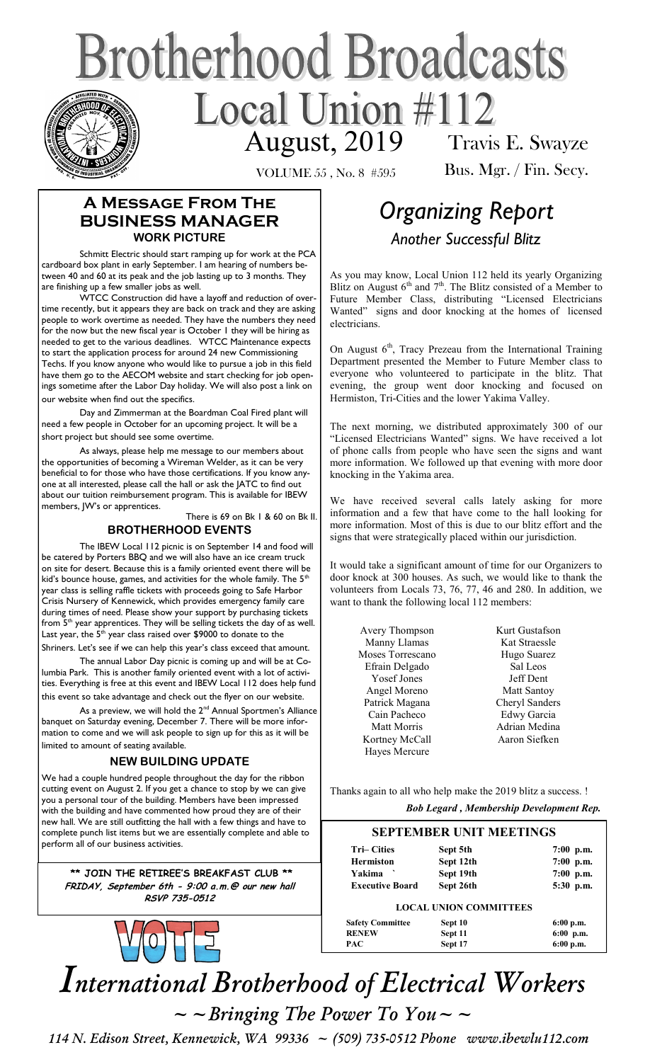# Brotherhood Broadcasts

## Local Union #112

August, 2019

VOLUME 55 , No. 8 #595

Travis E. Swayze
Bus. Mgr. / Fin. Secy.

## A Message From The BUSINESS MANAGER

### WORK PICTURE

Schmitt Electric should start ramping up for work at the PCA cardboard box plant in early September. I am hearing of numbers between 40 and 60 at its peak and the job lasting up to 3 months. They are finishing up a few smaller jobs as well.

WTCC Construction did have a layoff and reduction of overtime recently, but it appears they are back on track and they are asking people to work overtime as needed. They have the numbers they need for the now but the new fiscal year is October 1 they will be hiring as needed to get to the various deadlines. WTCC Maintenance expects to start the application process for around 24 new Commissioning Techs. If you know anyone who would like to pursue a job in this field have them go to the AECOM website and start checking for job openings sometime after the Labor Day holiday. We will also post a link on our website when find out the specifics.

Day and Zimmerman at the Boardman Coal Fired plant will need a few people in October for an upcoming project. It will be a short project but should see some overtime.

As always, please help me message to our members about the opportunities of becoming a Wireman Welder, as it can be very beneficial to for those who have those certifications. If you know anyone at all interested, please call the hall or ask the JATC to find out about our tuition reimbursement program. This is available for IBEW members, JW's or apprentices.

There is 69 on Bk I & 60 on Bk II.

### BROTHERHOOD EVENTS

The IBEW Local 112 picnic is on September 14 and food will be catered by Porters BBQ and we will also have an ice cream truck on site for desert. Because this is a family oriented event there will be kid's bounce house, games, and activities for the whole family. The 5th year class is selling raffle tickets with proceeds going to Safe Harbor Crisis Nursery of Kennewick, which provides emergency family care during times of need. Please show your support by purchasing tickets from 5th year apprentices. They will be selling tickets the day of as well. Last year, the 5th year class raised over $9000 to donate to the Shriners. Let's see if we can help this year's class exceed that amount.

The annual Labor Day picnic is coming up and will be at Columbia Park. This is another family oriented event with a lot of activities. Everything is free at this event and IBEW Local 112 does help fund this event so take advantage and check out the flyer on our website.

As a preview, we will hold the 2nd Annual Sportmen's Alliance banquet on Saturday evening, December 7. There will be more information to come and we will ask people to sign up for this as it will be limited to amount of seating available.

### NEW BUILDING UPDATE

We had a couple hundred people throughout the day for the ribbon cutting event on August 2. If you get a chance to stop by we can give you a personal tour of the building. Members have been impressed with the building and have commented how proud they are of their new hall. We are still outfitting the hall with a few things and have to complete punch list items but we are essentially complete and able to perform all of our business activities.

**\*\* JOIN THE RETIREE'S BREAKFAST CLUB \*\***
**FRIDAY, September 6th - 9:00 a.m.@ our new hall**
**RSVP 735-0512**

VOTE

# *Organizing Report*

## *Another Successful Blitz*

As you may know, Local Union 112 held its yearly Organizing Blitz on August 6th and 7th. The Blitz consisted of a Member to Future Member Class, distributing "Licensed Electricians Wanted" signs and door knocking at the homes of licensed electricians.

On August 6th, Tracy Prezeau from the International Training Department presented the Member to Future Member class to everyone who volunteered to participate in the blitz. That evening, the group went door knocking and focused on Hermiston, Tri-Cities and the lower Yakima Valley.

The next morning, we distributed approximately 300 of our "Licensed Electricians Wanted" signs. We have received a lot of phone calls from people who have seen the signs and want more information. We followed up that evening with more door knocking in the Yakima area.

We have received several calls lately asking for more information and a few that have come to the hall looking for more information. Most of this is due to our blitz effort and the signs that were strategically placed within our jurisdiction.

It would take a significant amount of time for our Organizers to door knock at 300 houses. As such, we would like to thank the volunteers from Locals 73, 76, 77, 46 and 280. In addition, we want to thank the following local 112 members:

| | |
|---|---|
| Avery Thompson | Kurt Gustafson |
| Manny Llamas | Kat Straessle |
| Moses Torrescano | Hugo Suarez |
| Efrain Delgado | Sal Leos |
| Yosef Jones | Jeff Dent |
| Angel Moreno | Matt Santoy |
| Patrick Magana | Cheryl Sanders |
| Cain Pacheco | Edwy Garcia |
| Matt Morris | Adrian Medina |
| Kortney McCall | Aaron Siefken |
| Hayes Mercure | |

Thanks again to all who help make the 2019 blitz a success. !

***Bob Legard , Membership Development Rep.***

### SEPTEMBER UNIT MEETINGS

| | | |
|---|---|---|
| **Tri– Cities** | **Sept 5th** | **7:00 p.m.** |
| **Hermiston** | **Sept 12th** | **7:00 p.m.** |
| **Yakima** | **Sept 19th** | **7:00 p.m.** |
| **Executive Board** | **Sept 26th** | **5:30 p.m.** |

**LOCAL UNION COMMITTEES**

| | | |
|---|---|---|
| **Safety Committee** | **Sept 10** | **6:00 p.m.** |
| **RENEW** | **Sept 11** | **6:00 p.m.** |
| **PAC** | **Sept 17** | **6:00 p.m.** |

# *International Brotherhood of Electrical Workers*

*~ ~ Bringing The Power To You ~ ~*

*114 N. Edison Street, Kennewick, WA 99336 ~ (509) 735-0512 Phone www.ibewlu112.com*